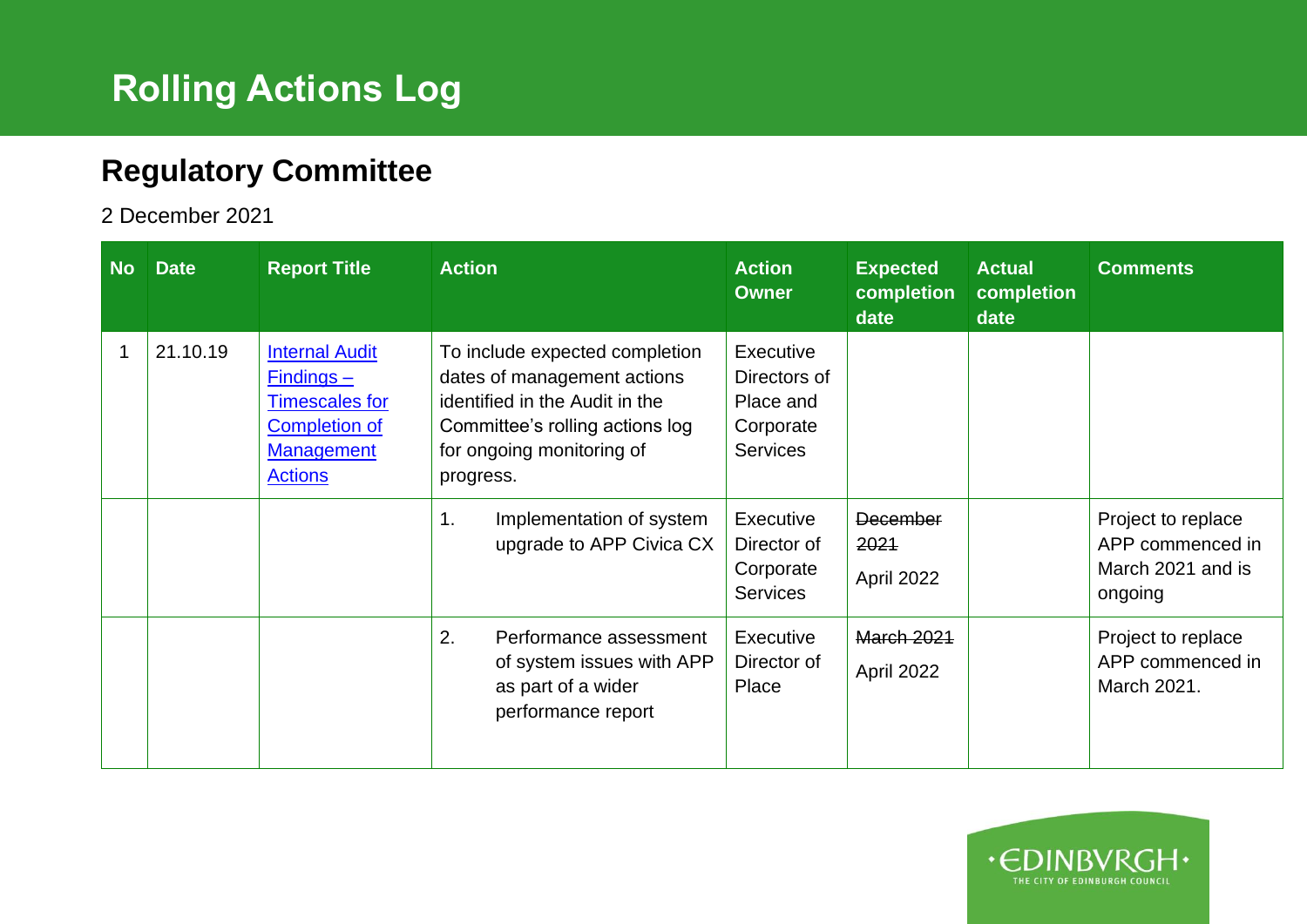# Rolling Actions Log

## Regulatory Committee

2 December 2021

| No | Date | Report Title | Action | Action Owner | Expected completion date | Actual completion date | Comments |
|---|---|---|---|---|---|---|---|
| 1 | 21.10.19 | Internal Audit Findings – Timescales for Completion of Management Actions | To include expected completion dates of management actions identified in the Audit in the Committee's rolling actions log for ongoing monitoring of progress. | Executive Directors of Place and Corporate Services | | | |
| | | | 1. Implementation of system upgrade to APP Civica CX | Executive Director of Corporate Services | ~~December 2021~~ April 2022 | | Project to replace APP commenced in March 2021 and is ongoing |
| | | | 2. Performance assessment of system issues with APP as part of a wider performance report | Executive Director of Place | ~~March 2021~~ April 2022 | | Project to replace APP commenced in March 2021. |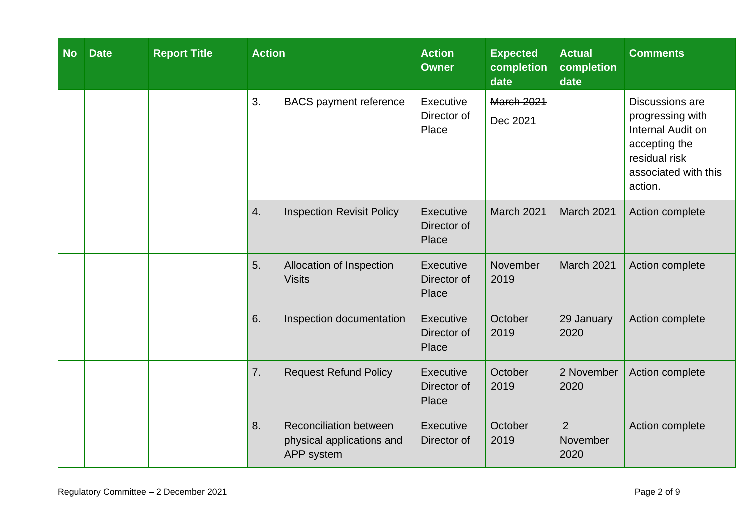| No | Date | Report Title | Action | Action Owner | Expected completion date | Actual completion date | Comments |
|---|---|---|---|---|---|---|---|
| | | | 3. BACS payment reference | Executive Director of Place | ~~March 2021~~ Dec 2021 | | Discussions are progressing with Internal Audit on accepting the residual risk associated with this action. |
| | | | 4. Inspection Revisit Policy | Executive Director of Place | March 2021 | March 2021 | Action complete |
| | | | 5. Allocation of Inspection Visits | Executive Director of Place | November 2019 | March 2021 | Action complete |
| | | | 6. Inspection documentation | Executive Director of Place | October 2019 | 29 January 2020 | Action complete |
| | | | 7. Request Refund Policy | Executive Director of Place | October 2019 | 2 November 2020 | Action complete |
| | | | 8. Reconciliation between physical applications and APP system | Executive Director of | October 2019 | 2 November 2020 | Action complete |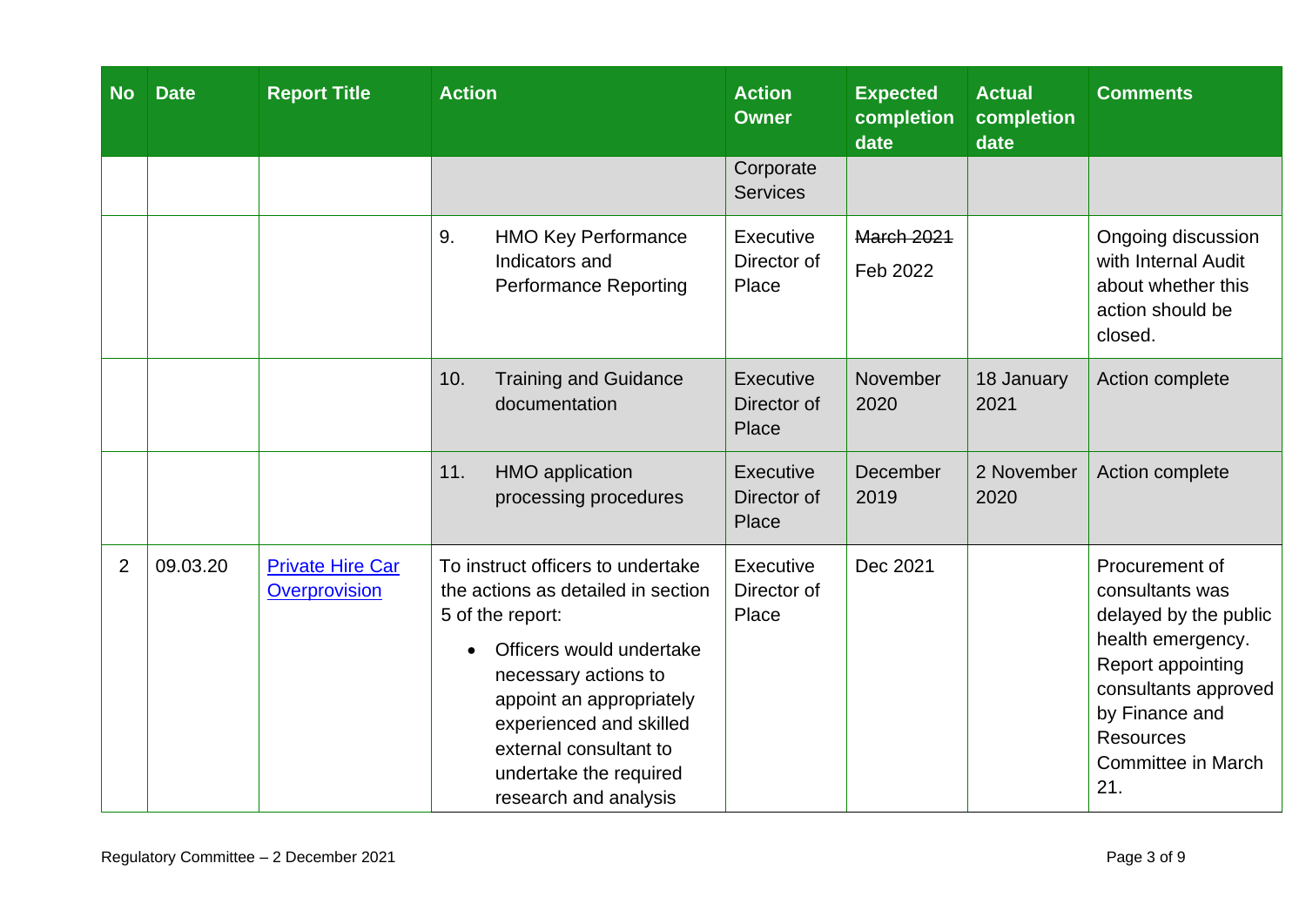| No | Date | Report Title | Action | Action Owner | Expected completion date | Actual completion date | Comments |
|---|---|---|---|---|---|---|---|
| | | | | Corporate Services | | | |
| | | | 9. HMO Key Performance Indicators and Performance Reporting | Executive Director of Place | ~~March 2021~~ Feb 2022 | | Ongoing discussion with Internal Audit about whether this action should be closed. |
| | | | 10. Training and Guidance documentation | Executive Director of Place | November 2020 | 18 January 2021 | Action complete |
| | | | 11. HMO application processing procedures | Executive Director of Place | December 2019 | 2 November 2020 | Action complete |
| 2 | 09.03.20 | [Private Hire Car Overprovision]() | To instruct officers to undertake the actions as detailed in section 5 of the report: <br> • Officers would undertake necessary actions to appoint an appropriately experienced and skilled external consultant to undertake the required research and analysis | Executive Director of Place | Dec 2021 | | Procurement of consultants was delayed by the public health emergency. Report appointing consultants approved by Finance and Resources Committee in March 21. |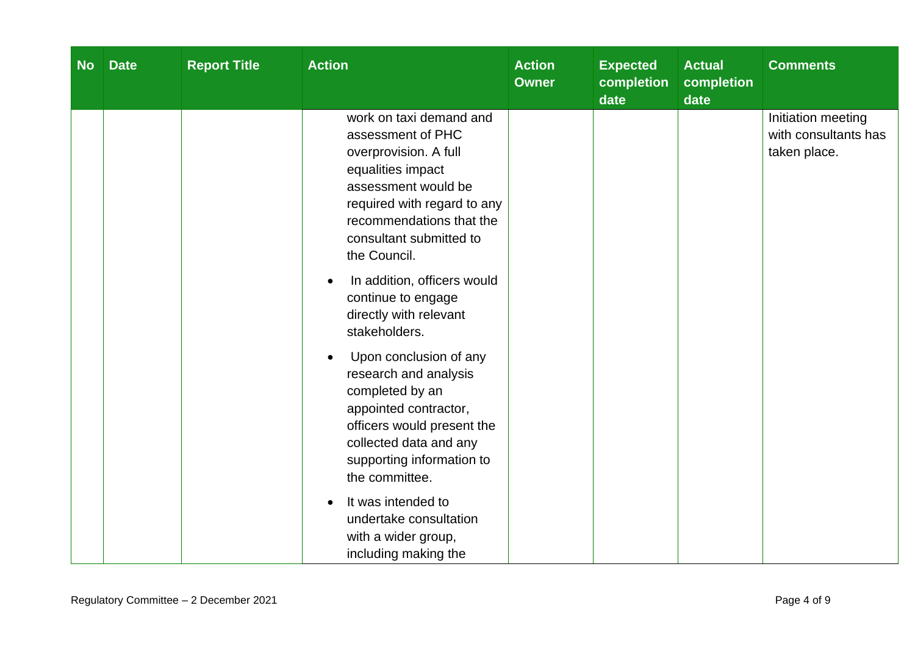| No | Date | Report Title | Action | Action Owner | Expected completion date | Actual completion date | Comments |
|---|---|---|---|---|---|---|---|
| | | | work on taxi demand and assessment of PHC overprovision. A full equalities impact assessment would be required with regard to any recommendations that the consultant submitted to the Council.<br><br>• In addition, officers would continue to engage directly with relevant stakeholders.<br><br>• Upon conclusion of any research and analysis completed by an appointed contractor, officers would present the collected data and any supporting information to the committee.<br><br>• It was intended to undertake consultation with a wider group, including making the | | | | Initiation meeting with consultants has taken place. |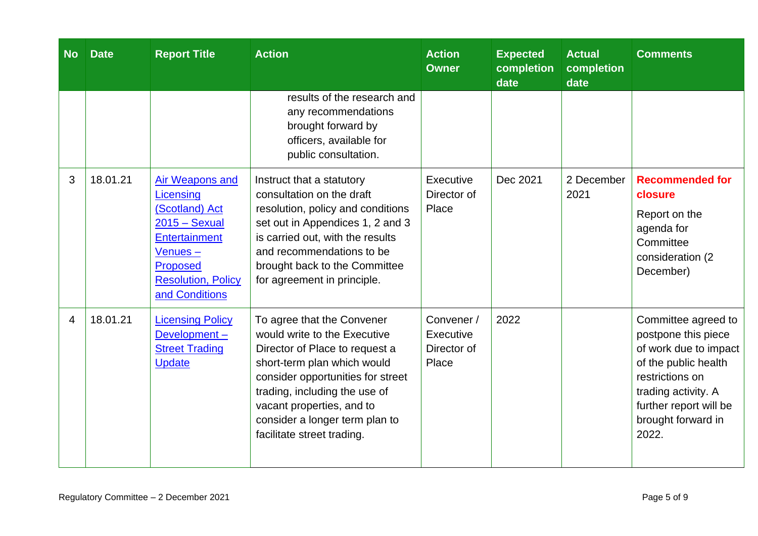| No | Date | Report Title | Action | Action Owner | Expected completion date | Actual completion date | Comments |
|---|---|---|---|---|---|---|---|
| | | | results of the research and any recommendations brought forward by officers, available for public consultation. | | | | |
| 3 | 18.01.21 | Air Weapons and Licensing (Scotland) Act 2015 – Sexual Entertainment Venues – Proposed Resolution, Policy and Conditions | Instruct that a statutory consultation on the draft resolution, policy and conditions set out in Appendices 1, 2 and 3 is carried out, with the results and recommendations to be brought back to the Committee for agreement in principle. | Executive Director of Place | Dec 2021 | 2 December 2021 | **Recommended for closure**<br><br>Report on the agenda for Committee consideration (2 December) |
| 4 | 18.01.21 | Licensing Policy Development – Street Trading Update | To agree that the Convener would write to the Executive Director of Place to request a short-term plan which would consider opportunities for street trading, including the use of vacant properties, and to consider a longer term plan to facilitate street trading. | Convener / Executive Director of Place | 2022 | | Committee agreed to postpone this piece of work due to impact of the public health restrictions on trading activity. A further report will be brought forward in 2022. |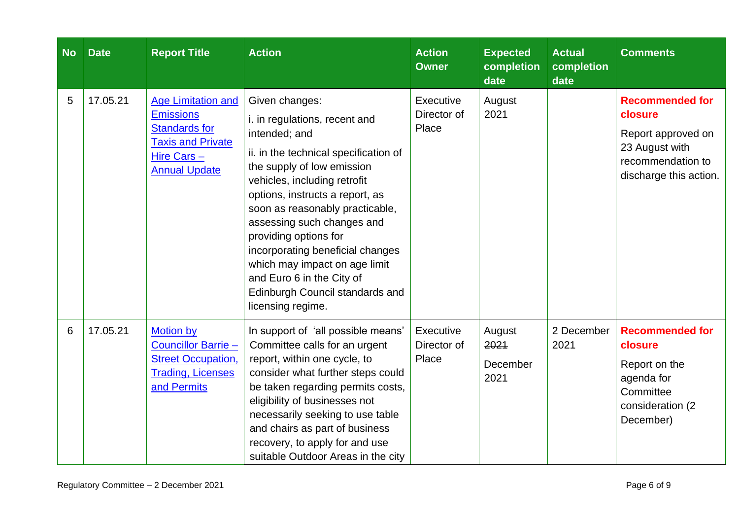| No | Date | Report Title | Action | Action Owner | Expected completion date | Actual completion date | Comments |
|---|---|---|---|---|---|---|---|
| 5 | 17.05.21 | Age Limitation and Emissions Standards for Taxis and Private Hire Cars – Annual Update | Given changes:<br>i. in regulations, recent and intended; and<br>ii. in the technical specification of the supply of low emission vehicles, including retrofit options, instructs a report, as soon as reasonably practicable, assessing such changes and providing options for incorporating beneficial changes which may impact on age limit and Euro 6 in the City of Edinburgh Council standards and licensing regime. | Executive Director of Place | August 2021 | | **Recommended for closure**<br>Report approved on 23 August with recommendation to discharge this action. |
| 6 | 17.05.21 | Motion by Councillor Barrie – Street Occupation, Trading, Licenses and Permits | In support of 'all possible means' Committee calls for an urgent report, within one cycle, to consider what further steps could be taken regarding permits costs, eligibility of businesses not necessarily seeking to use table and chairs as part of business recovery, to apply for and use suitable Outdoor Areas in the city | Executive Director of Place | ~~August 2021~~<br>December 2021 | 2 December 2021 | **Recommended for closure**<br>Report on the agenda for Committee consideration (2 December) |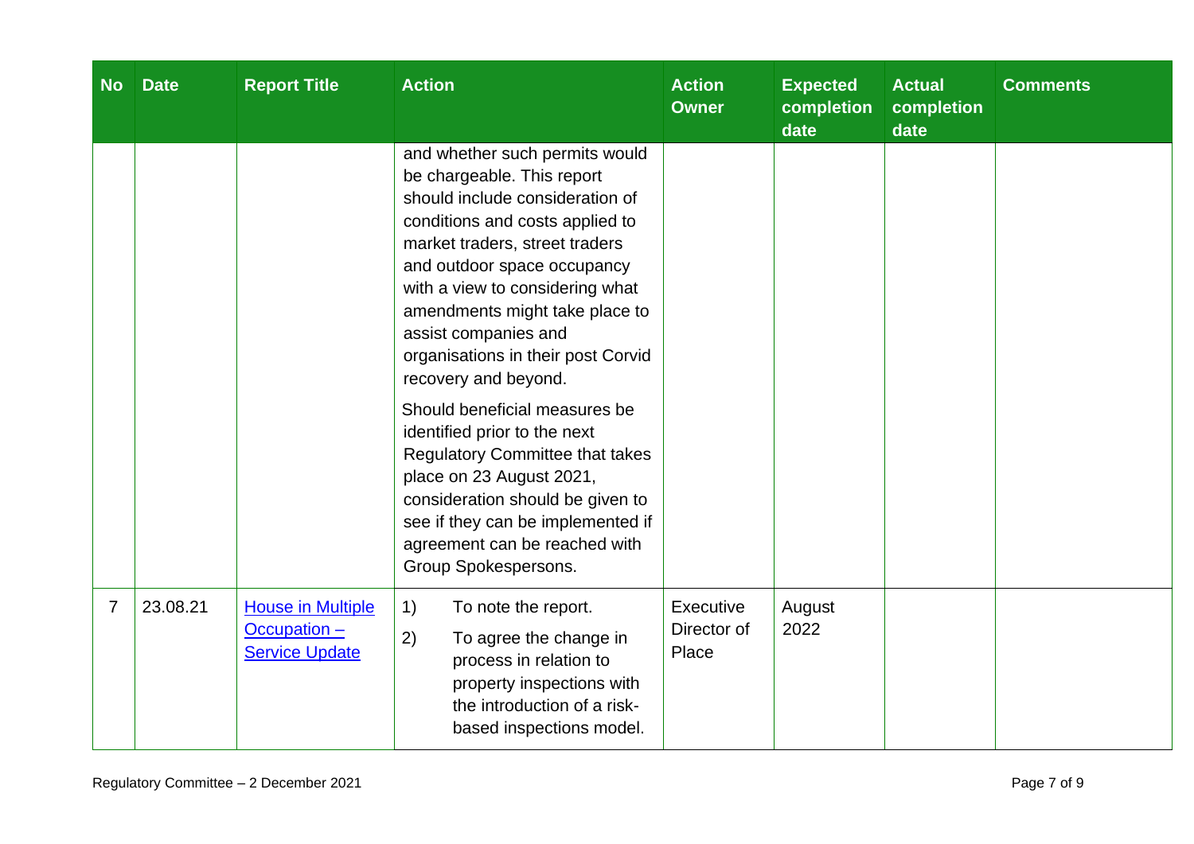| No | Date | Report Title | Action | Action Owner | Expected completion date | Actual completion date | Comments |
|---|---|---|---|---|---|---|---|
| | | | and whether such permits would be chargeable. This report should include consideration of conditions and costs applied to market traders, street traders and outdoor space occupancy with a view to considering what amendments might take place to assist companies and organisations in their post Corvid recovery and beyond.<br><br>Should beneficial measures be identified prior to the next Regulatory Committee that takes place on 23 August 2021, consideration should be given to see if they can be implemented if agreement can be reached with Group Spokespersons. | | | | |
| 7 | 23.08.21 | [House in Multiple Occupation – Service Update]() | 1) To note the report.<br>2) To agree the change in process in relation to property inspections with the introduction of a risk-based inspections model. | Executive Director of Place | August 2022 | | |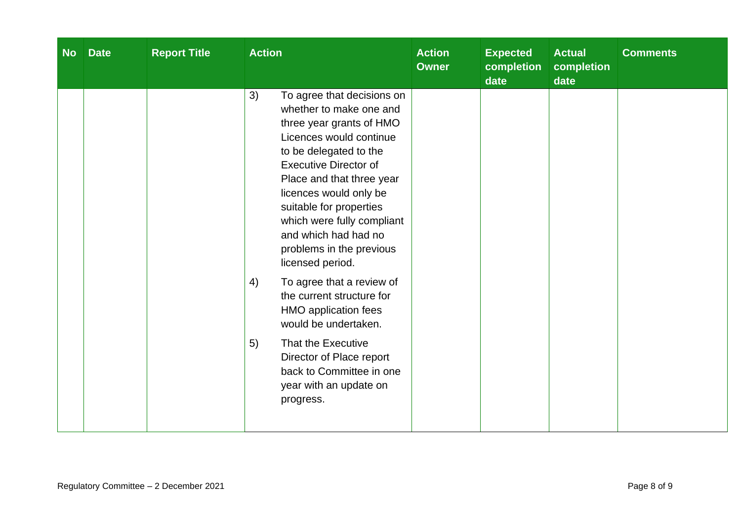| No | Date | Report Title | Action | Action Owner | Expected completion date | Actual completion date | Comments |
|---|---|---|---|---|---|---|---|
| | | | 3) To agree that decisions on whether to make one and three year grants of HMO Licences would continue to be delegated to the Executive Director of Place and that three year licences would only be suitable for properties which were fully compliant and which had had no problems in the previous licensed period.<br><br>4) To agree that a review of the current structure for HMO application fees would be undertaken.<br><br>5) That the Executive Director of Place report back to Committee in one year with an update on progress. | | | | |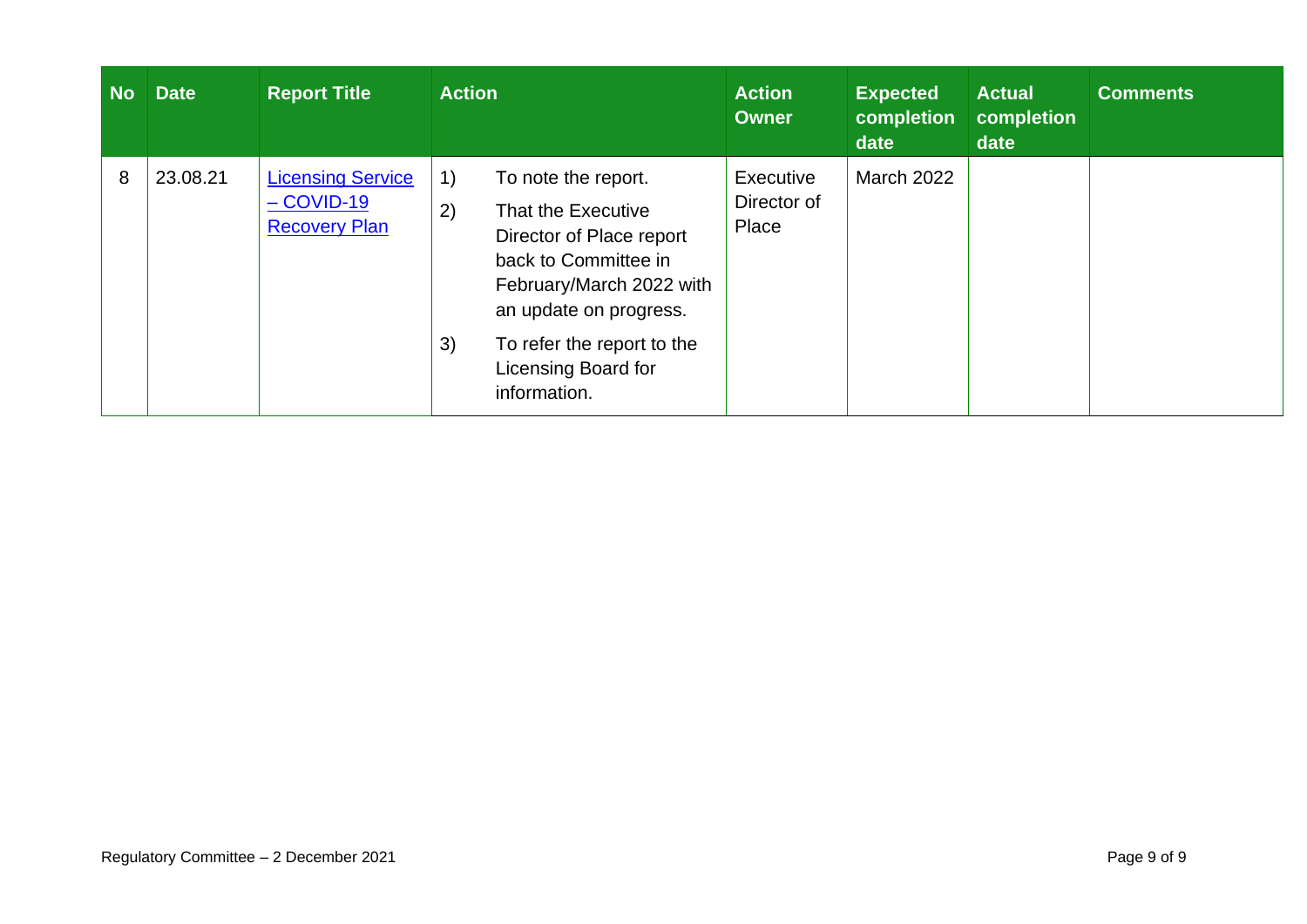| No | Date | Report Title | Action | Action Owner | Expected completion date | Actual completion date | Comments |
|---|---|---|---|---|---|---|---|
| 8 | 23.08.21 | Licensing Service – COVID-19 Recovery Plan | 1) To note the report.<br>2) That the Executive Director of Place report back to Committee in February/March 2022 with an update on progress.<br>3) To refer the report to the Licensing Board for information. | Executive Director of Place | March 2022 | | |